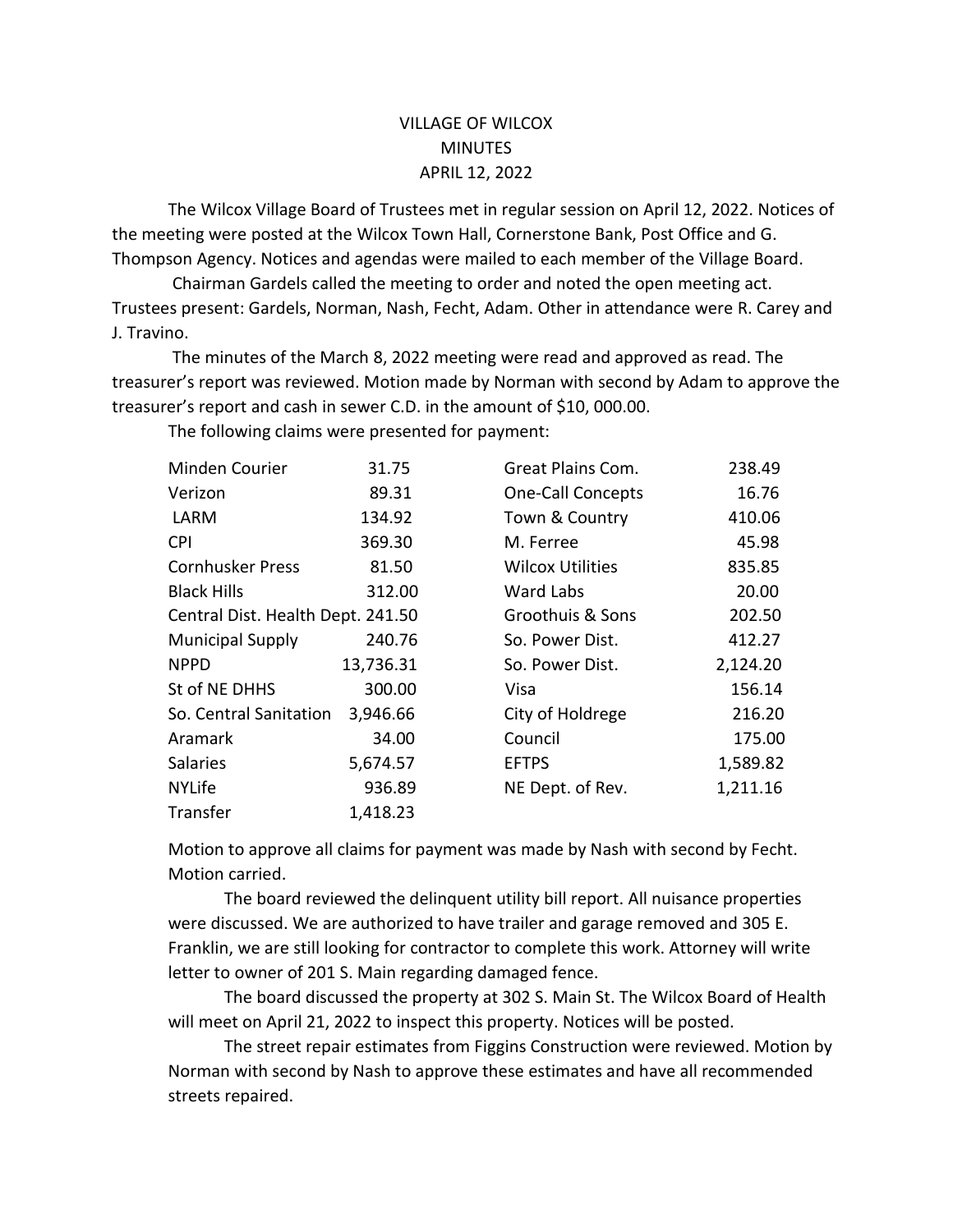VILLAGE OF WILCOX
MINUTES
APRIL 12, 2022

The Wilcox Village Board of Trustees met in regular session on April 12, 2022. Notices of the meeting were posted at the Wilcox Town Hall, Cornerstone Bank, Post Office and G. Thompson Agency. Notices and agendas were mailed to each member of the Village Board.

Chairman Gardels called the meeting to order and noted the open meeting act. Trustees present: Gardels, Norman, Nash, Fecht, Adam. Other in attendance were R. Carey and J. Travino.

The minutes of the March 8, 2022 meeting were read and approved as read. The treasurer's report was reviewed. Motion made by Norman with second by Adam to approve the treasurer's report and cash in sewer C.D. in the amount of $10, 000.00.

The following claims were presented for payment:

| | | | |
|---|---|---|---|
| Minden Courier | 31.75 | Great Plains Com. | 238.49 |
| Verizon | 89.31 | One-Call Concepts | 16.76 |
| LARM | 134.92 | Town & Country | 410.06 |
| CPI | 369.30 | M. Ferree | 45.98 |
| Cornhusker Press | 81.50 | Wilcox Utilities | 835.85 |
| Black Hills | 312.00 | Ward Labs | 20.00 |
| Central Dist. Health Dept. | 241.50 | Groothuis & Sons | 202.50 |
| Municipal Supply | 240.76 | So. Power Dist. | 412.27 |
| NPPD | 13,736.31 | So. Power Dist. | 2,124.20 |
| St of NE DHHS | 300.00 | Visa | 156.14 |
| So. Central Sanitation | 3,946.66 | City of Holdrege | 216.20 |
| Aramark | 34.00 | Council | 175.00 |
| Salaries | 5,674.57 | EFTPS | 1,589.82 |
| NYLife | 936.89 | NE Dept. of Rev. | 1,211.16 |
| Transfer | 1,418.23 | | |

Motion to approve all claims for payment was made by Nash with second by Fecht. Motion carried.

The board reviewed the delinquent utility bill report. All nuisance properties were discussed. We are authorized to have trailer and garage removed and 305 E. Franklin, we are still looking for contractor to complete this work. Attorney will write letter to owner of 201 S. Main regarding damaged fence.

The board discussed the property at 302 S. Main St. The Wilcox Board of Health will meet on April 21, 2022 to inspect this property. Notices will be posted.

The street repair estimates from Figgins Construction were reviewed. Motion by Norman with second by Nash to approve these estimates and have all recommended streets repaired.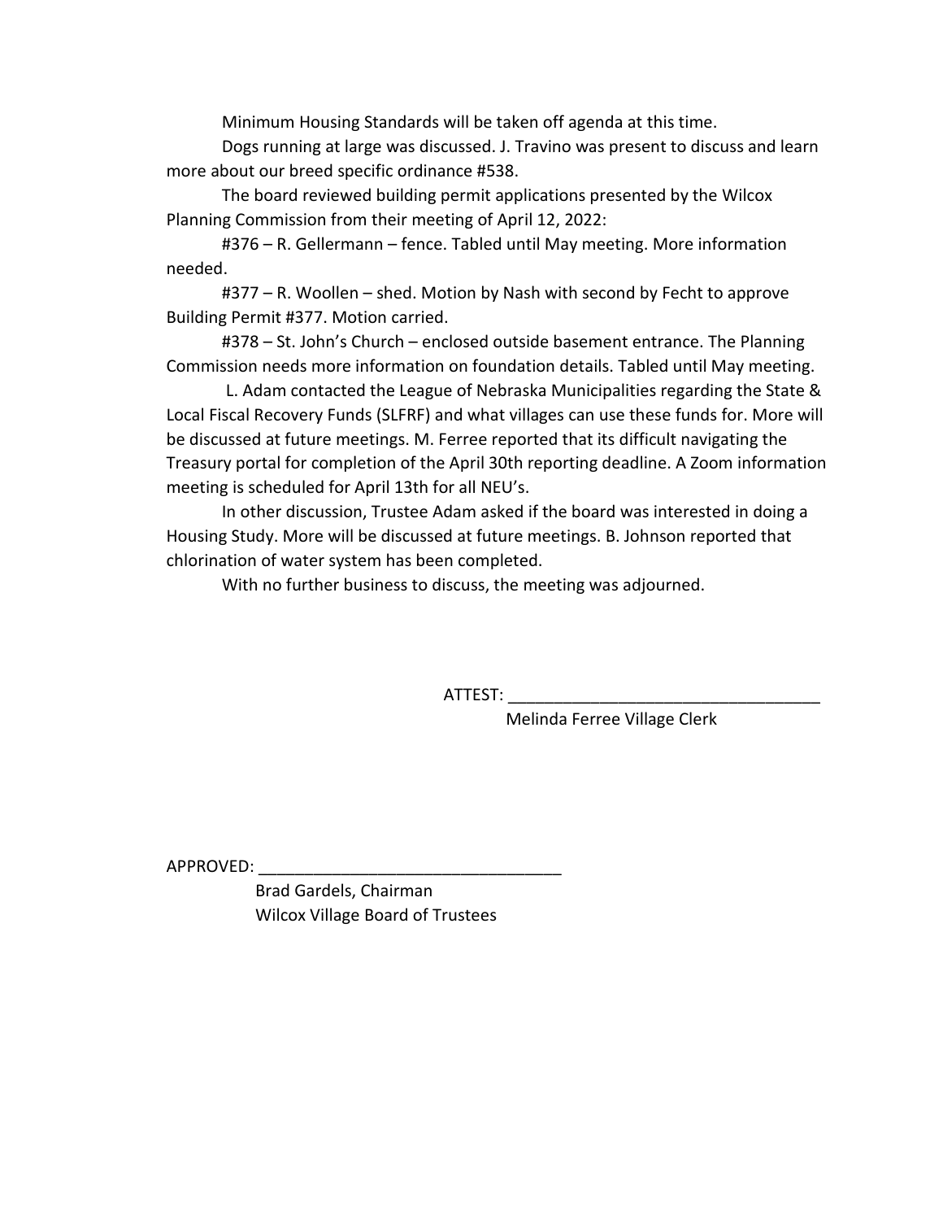Minimum Housing Standards will be taken off agenda at this time.

Dogs running at large was discussed. J. Travino was present to discuss and learn more about our breed specific ordinance #538.

The board reviewed building permit applications presented by the Wilcox Planning Commission from their meeting of April 12, 2022:

#376 – R. Gellermann – fence. Tabled until May meeting. More information needed.

#377 – R. Woollen – shed. Motion by Nash with second by Fecht to approve Building Permit #377. Motion carried.

#378 – St. John's Church – enclosed outside basement entrance. The Planning Commission needs more information on foundation details. Tabled until May meeting.

L. Adam contacted the League of Nebraska Municipalities regarding the State & Local Fiscal Recovery Funds (SLFRF) and what villages can use these funds for. More will be discussed at future meetings. M. Ferree reported that its difficult navigating the Treasury portal for completion of the April 30th reporting deadline. A Zoom information meeting is scheduled for April 13th for all NEU's.

In other discussion, Trustee Adam asked if the board was interested in doing a Housing Study. More will be discussed at future meetings. B. Johnson reported that chlorination of water system has been completed.

With no further business to discuss, the meeting was adjourned.

ATTEST: ___________________________________
Melinda Ferree Village Clerk

APPROVED: ________________________________
Brad Gardels, Chairman
Wilcox Village Board of Trustees